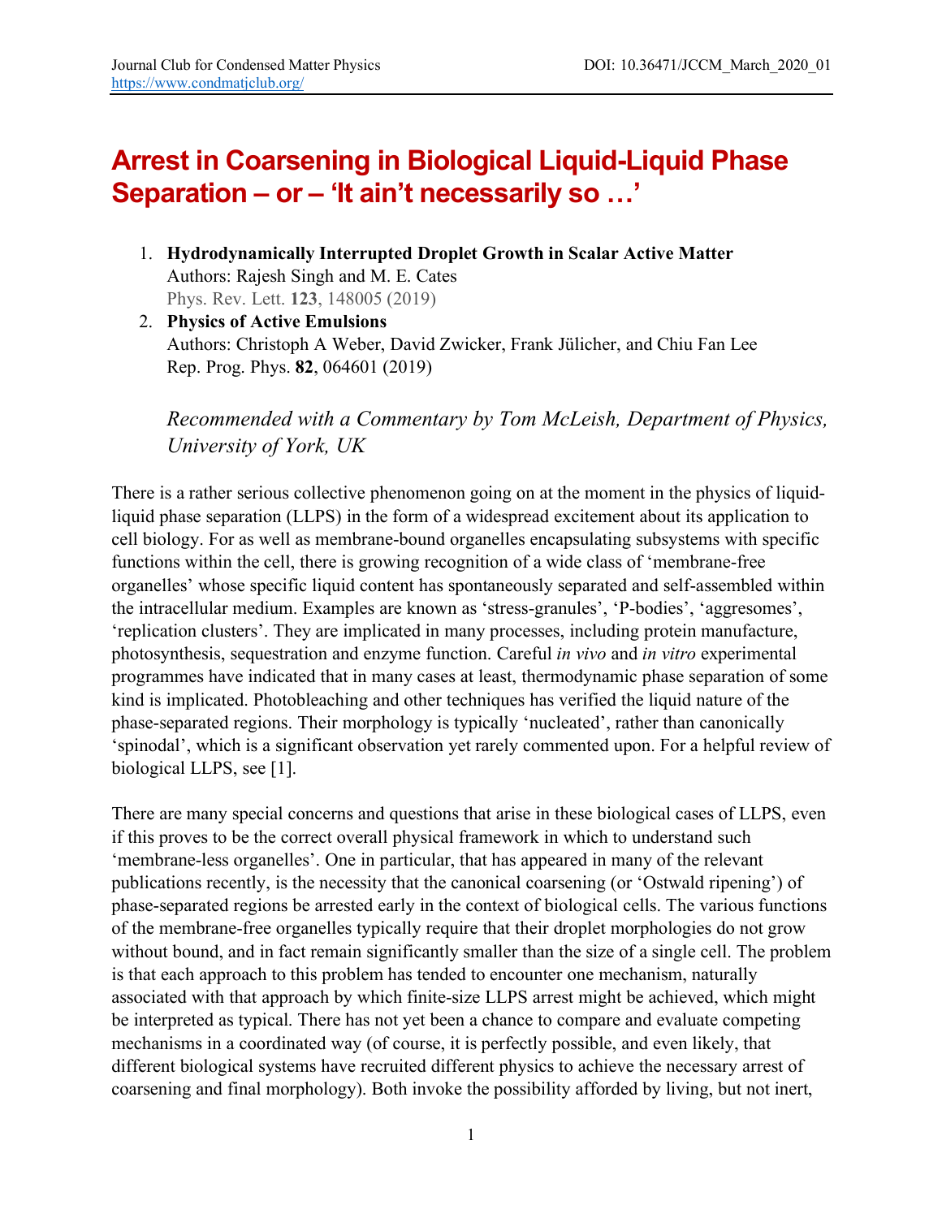# Arrest in Coarsening in Biological Liquid-Liquid Phase Separation – or – 'It ain't necessarily so …'

1. **Hydrodynamically Interrupted Droplet Growth in Scalar Active Matter**
   Authors: Rajesh Singh and M. E. Cates
   Phys. Rev. Lett. **123**, 148005 (2019)
2. **Physics of Active Emulsions**
   Authors: Christoph A Weber, David Zwicker, Frank Jülicher, and Chiu Fan Lee
   Rep. Prog. Phys. **82**, 064601 (2019)

*Recommended with a Commentary by Tom McLeish, Department of Physics, University of York, UK*

There is a rather serious collective phenomenon going on at the moment in the physics of liquid-liquid phase separation (LLPS) in the form of a widespread excitement about its application to cell biology. For as well as membrane-bound organelles encapsulating subsystems with specific functions within the cell, there is growing recognition of a wide class of 'membrane-free organelles' whose specific liquid content has spontaneously separated and self-assembled within the intracellular medium. Examples are known as 'stress-granules', 'P-bodies', 'aggresomes', 'replication clusters'. They are implicated in many processes, including protein manufacture, photosynthesis, sequestration and enzyme function. Careful *in vivo* and *in vitro* experimental programmes have indicated that in many cases at least, thermodynamic phase separation of some kind is implicated. Photobleaching and other techniques has verified the liquid nature of the phase-separated regions. Their morphology is typically 'nucleated', rather than canonically 'spinodal', which is a significant observation yet rarely commented upon. For a helpful review of biological LLPS, see [1].

There are many special concerns and questions that arise in these biological cases of LLPS, even if this proves to be the correct overall physical framework in which to understand such 'membrane-less organelles'. One in particular, that has appeared in many of the relevant publications recently, is the necessity that the canonical coarsening (or 'Ostwald ripening') of phase-separated regions be arrested early in the context of biological cells. The various functions of the membrane-free organelles typically require that their droplet morphologies do not grow without bound, and in fact remain significantly smaller than the size of a single cell. The problem is that each approach to this problem has tended to encounter one mechanism, naturally associated with that approach by which finite-size LLPS arrest might be achieved, which might be interpreted as typical. There has not yet been a chance to compare and evaluate competing mechanisms in a coordinated way (of course, it is perfectly possible, and even likely, that different biological systems have recruited different physics to achieve the necessary arrest of coarsening and final morphology). Both invoke the possibility afforded by living, but not inert,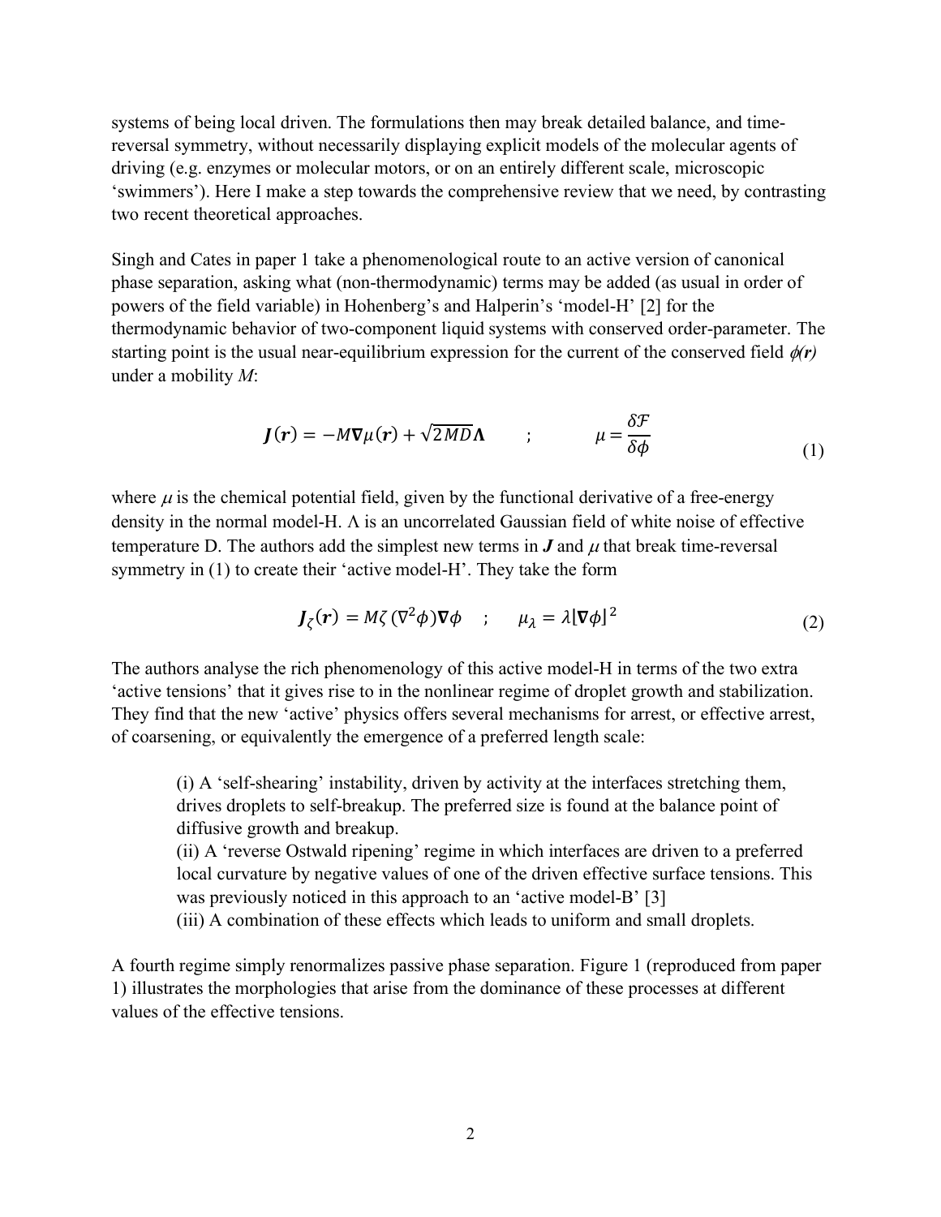systems of being local driven. The formulations then may break detailed balance, and time-reversal symmetry, without necessarily displaying explicit models of the molecular agents of driving (e.g. enzymes or molecular motors, or on an entirely different scale, microscopic 'swimmers'). Here I make a step towards the comprehensive review that we need, by contrasting two recent theoretical approaches.

Singh and Cates in paper 1 take a phenomenological route to an active version of canonical phase separation, asking what (non-thermodynamic) terms may be added (as usual in order of powers of the field variable) in Hohenberg's and Halperin's 'model-H' [2] for the thermodynamic behavior of two-component liquid systems with conserved order-parameter. The starting point is the usual near-equilibrium expression for the current of the conserved field $\phi(\boldsymbol{r})$ under a mobility $M$:

$$\boldsymbol{J}(\boldsymbol{r}) = -M\boldsymbol{\nabla}\mu(\boldsymbol{r}) + \sqrt{2MD}\boldsymbol{\Lambda} \qquad ; \qquad \mu = \frac{\delta \mathcal{F}}{\delta \phi} \tag{1}$$

where $\mu$ is the chemical potential field, given by the functional derivative of a free-energy density in the normal model-H. $\Lambda$ is an uncorrelated Gaussian field of white noise of effective temperature D. The authors add the simplest new terms in $\boldsymbol{J}$ and $\mu$ that break time-reversal symmetry in (1) to create their 'active model-H'. They take the form

$$\boldsymbol{J}_{\zeta}(\boldsymbol{r}) = M\zeta\,(\nabla^2\phi)\boldsymbol{\nabla}\phi \quad ; \quad \mu_{\lambda} = \lambda[\boldsymbol{\nabla}\phi]^2 \tag{2}$$

The authors analyse the rich phenomenology of this active model-H in terms of the two extra 'active tensions' that it gives rise to in the nonlinear regime of droplet growth and stabilization. They find that the new 'active' physics offers several mechanisms for arrest, or effective arrest, of coarsening, or equivalently the emergence of a preferred length scale:

> (i) A 'self-shearing' instability, driven by activity at the interfaces stretching them, drives droplets to self-breakup. The preferred size is found at the balance point of diffusive growth and breakup.
> (ii) A 'reverse Ostwald ripening' regime in which interfaces are driven to a preferred local curvature by negative values of one of the driven effective surface tensions. This was previously noticed in this approach to an 'active model-B' [3]
> (iii) A combination of these effects which leads to uniform and small droplets.

A fourth regime simply renormalizes passive phase separation. Figure 1 (reproduced from paper 1) illustrates the morphologies that arise from the dominance of these processes at different values of the effective tensions.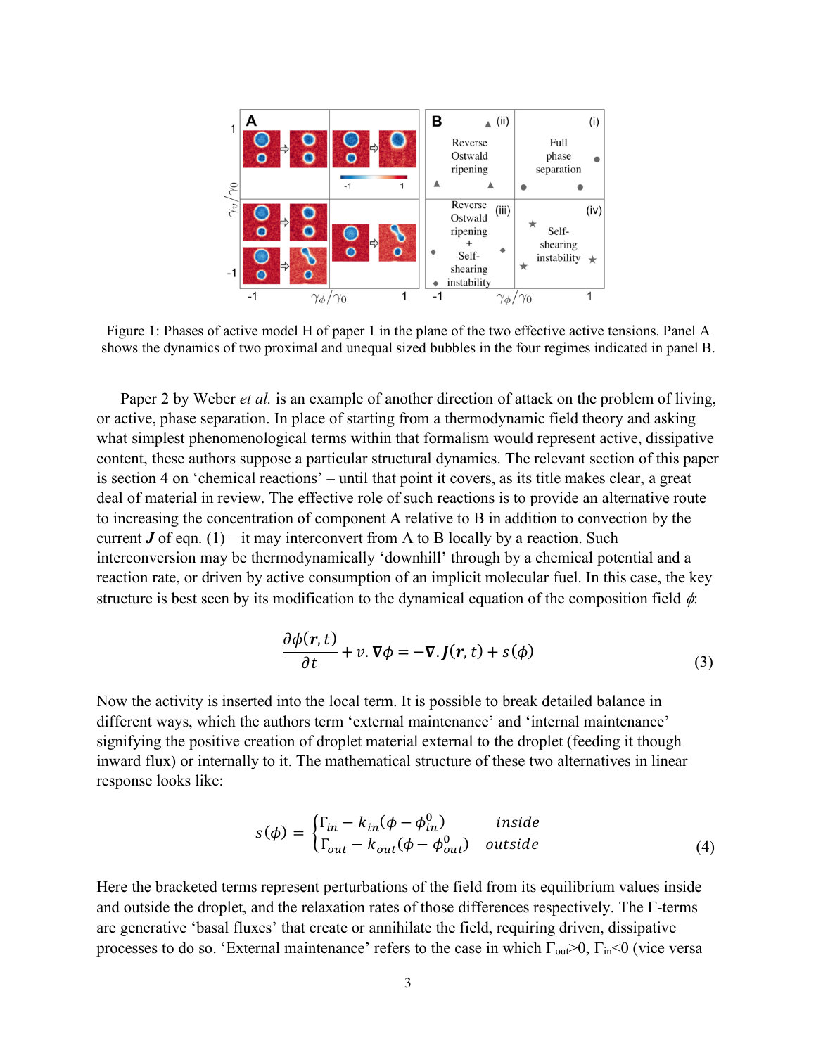A

1

$\gamma_v/\gamma_0$

-1

-1 $\gamma_\phi/\gamma_0$ 1

-1 1

B

(ii) Reverse Ostwald ripening

(i) Full phase separation

(iii) Reverse Ostwald ripening + Self-shearing instability

(iv) Self-shearing instability

-1 $\gamma_\phi/\gamma_0$ 1

Figure 1: Phases of active model H of paper 1 in the plane of the two effective active tensions. Panel A shows the dynamics of two proximal and unequal sized bubbles in the four regimes indicated in panel B.

Paper 2 by Weber *et al.* is an example of another direction of attack on the problem of living, or active, phase separation. In place of starting from a thermodynamic field theory and asking what simplest phenomenological terms within that formalism would represent active, dissipative content, these authors suppose a particular structural dynamics. The relevant section of this paper is section 4 on 'chemical reactions' – until that point it covers, as its title makes clear, a great deal of material in review. The effective role of such reactions is to provide an alternative route to increasing the concentration of component A relative to B in addition to convection by the current $\boldsymbol{J}$ of eqn. (1) – it may interconvert from A to B locally by a reaction. Such interconversion may be thermodynamically 'downhill' through by a chemical potential and a reaction rate, or driven by active consumption of an implicit molecular fuel. In this case, the key structure is best seen by its modification to the dynamical equation of the composition field $\phi$:

$$\frac{\partial \phi(\boldsymbol{r},t)}{\partial t} + v.\boldsymbol{\nabla}\phi = -\boldsymbol{\nabla}.\boldsymbol{J}(\boldsymbol{r},t) + s(\phi) \tag{3}$$

Now the activity is inserted into the local term. It is possible to break detailed balance in different ways, which the authors term 'external maintenance' and 'internal maintenance' signifying the positive creation of droplet material external to the droplet (feeding it though inward flux) or internally to it. The mathematical structure of these two alternatives in linear response looks like:

$$s(\phi) = \begin{cases} \Gamma_{in} - k_{in}(\phi - \phi_{in}^0) & inside \\ \Gamma_{out} - k_{out}(\phi - \phi_{out}^0) & outside \end{cases} \tag{4}$$

Here the bracketed terms represent perturbations of the field from its equilibrium values inside and outside the droplet, and the relaxation rates of those differences respectively. The Γ-terms are generative 'basal fluxes' that create or annihilate the field, requiring driven, dissipative processes to do so. 'External maintenance' refers to the case in which $\Gamma_{out}>0$, $\Gamma_{in}<0$ (vice versa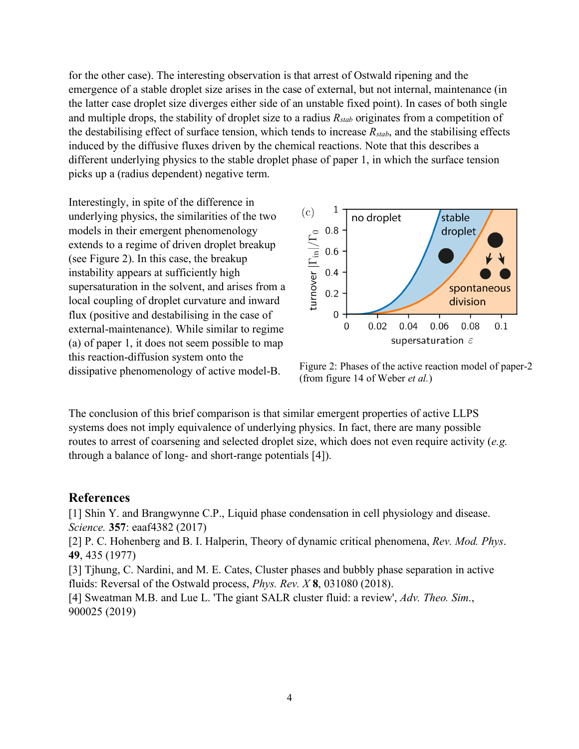for the other case). The interesting observation is that arrest of Ostwald ripening and the emergence of a stable droplet size arises in the case of external, but not internal, maintenance (in the latter case droplet size diverges either side of an unstable fixed point). In cases of both single and multiple drops, the stability of droplet size to a radius $R_{stab}$ originates from a competition of the destabilising effect of surface tension, which tends to increase $R_{stab}$, and the stabilising effects induced by the diffusive fluxes driven by the chemical reactions. Note that this describes a different underlying physics to the stable droplet phase of paper 1, in which the surface tension picks up a (radius dependent) negative term.

Interestingly, in spite of the difference in underlying physics, the similarities of the two models in their emergent phenomenology extends to a regime of driven droplet breakup (see Figure 2). In this case, the breakup instability appears at sufficiently high supersaturation in the solvent, and arises from a local coupling of droplet curvature and inward flux (positive and destabilising in the case of external-maintenance). While similar to regime (a) of paper 1, it does not seem possible to map this reaction-diffusion system onto the dissipative phenomenology of active model-B.

(c)
no droplet
stable droplet
spontaneous division
turnover $|\Gamma_{\text{in}}|/\Gamma_0$
1
0.8
0.6
0.4
0.2
0
0
0.02
0.04
0.06
0.08
0.1
supersaturation $\varepsilon$

Figure 2: Phases of the active reaction model of paper-2 (from figure 14 of Weber *et al.*)

The conclusion of this brief comparison is that similar emergent properties of active LLPS systems does not imply equivalence of underlying physics. In fact, there are many possible routes to arrest of coarsening and selected droplet size, which does not even require activity (*e.g.* through a balance of long- and short-range potentials [4]).

## References

[1] Shin Y. and Brangwynne C.P., Liquid phase condensation in cell physiology and disease. *Science.* **357**: eaaf4382 (2017)

[2] P. C. Hohenberg and B. I. Halperin, Theory of dynamic critical phenomena, *Rev. Mod. Phys*. **49**, 435 (1977)

[3] Tjhung, C. Nardini, and M. E. Cates, Cluster phases and bubbly phase separation in active fluids: Reversal of the Ostwald process, *Phys. Rev. X* **8**, 031080 (2018).

[4] Sweatman M.B. and Lue L. 'The giant SALR cluster fluid: a review', *Adv. Theo. Sim*., 900025 (2019)